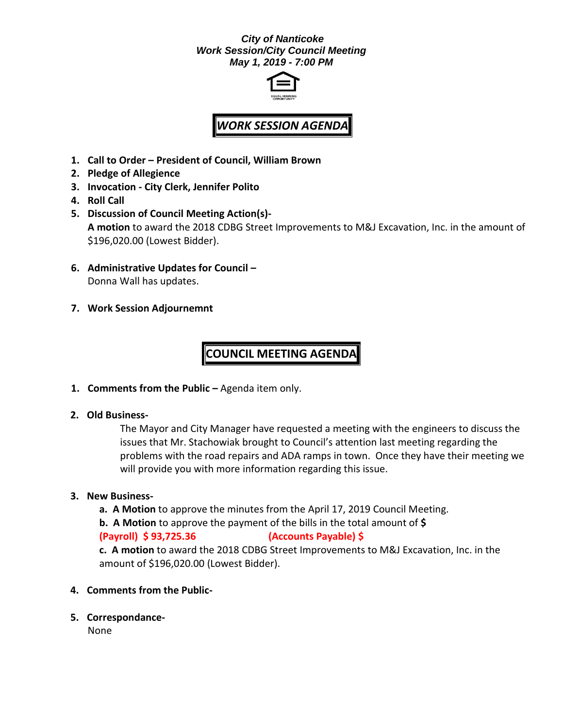***City of Nanticoke***
***Work Session/City Council Meeting***
***May 1, 2019 - 7:00 PM***

EQUAL HOUSING OPPORTUNITY

# *WORK SESSION AGENDA*

1. **Call to Order – President of Council, William Brown**
2. **Pledge of Allegience**
3. **Invocation - City Clerk, Jennifer Polito**
4. **Roll Call**
5. **Discussion of Council Meeting Action(s)-**
   **A motion** to award the 2018 CDBG Street Improvements to M&J Excavation, Inc. in the amount of $196,020.00 (Lowest Bidder).

6. **Administrative Updates for Council –**
   Donna Wall has updates.

7. **Work Session Adjournemnt**

# COUNCIL MEETING AGENDA

1. **Comments from the Public –** Agenda item only.

2. **Old Business-**

   The Mayor and City Manager have requested a meeting with the engineers to discuss the issues that Mr. Stachowiak brought to Council's attention last meeting regarding the problems with the road repairs and ADA ramps in town. Once they have their meeting we will provide you with more information regarding this issue.

3. **New Business-**

   **a. A Motion** to approve the minutes from the April 17, 2019 Council Meeting.
   **b. A Motion** to approve the payment of the bills in the total amount of **$**
   **(Payroll) $ 93,725.36** **(Accounts Payable) $**
   **c. A motion** to award the 2018 CDBG Street Improvements to M&J Excavation, Inc. in the amount of $196,020.00 (Lowest Bidder).

4. **Comments from the Public-**

5. **Correspondance-**
   None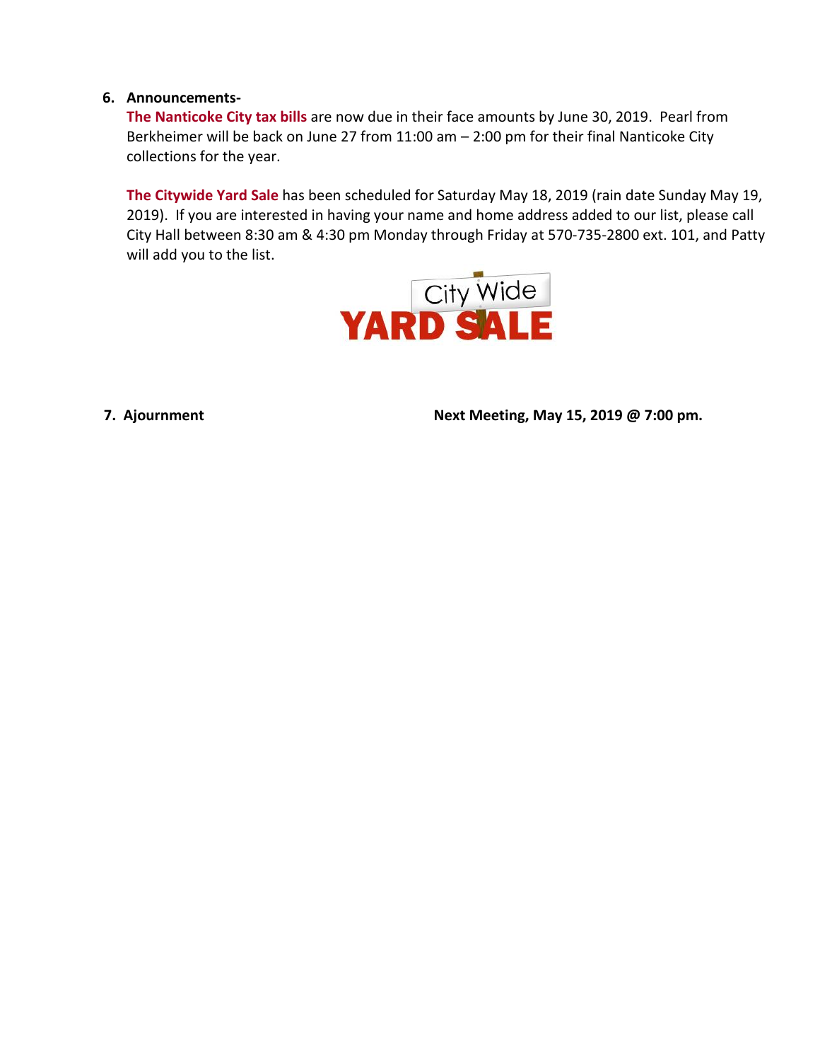6. **Announcements-**

   **The Nanticoke City tax bills** are now due in their face amounts by June 30, 2019. Pearl from Berkheimer will be back on June 27 from 11:00 am – 2:00 pm for their final Nanticoke City collections for the year.

   **The Citywide Yard Sale** has been scheduled for Saturday May 18, 2019 (rain date Sunday May 19, 2019). If you are interested in having your name and home address added to our list, please call City Hall between 8:30 am & 4:30 pm Monday through Friday at 570-735-2800 ext. 101, and Patty will add you to the list.

   City Wide
   YARD SALE

7. **Ajournment** **Next Meeting, May 15, 2019 @ 7:00 pm.**